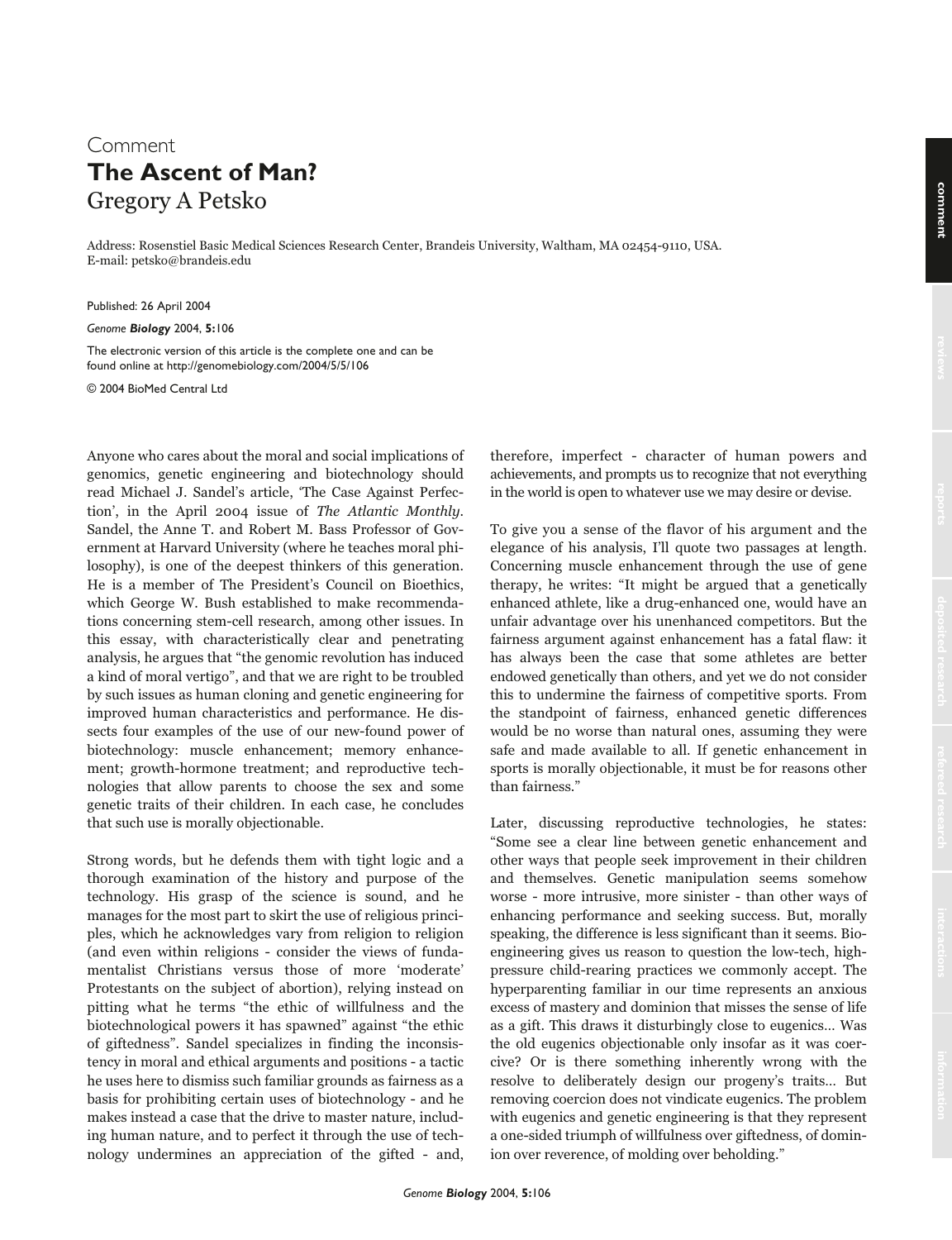Comment

# The Ascent of Man?

Gregory A Petsko

Address: Rosenstiel Basic Medical Sciences Research Center, Brandeis University, Waltham, MA 02454-9110, USA.
E-mail: petsko@brandeis.edu

Published: 26 April 2004

*Genome **Biology*** 2004, **5:**106

The electronic version of this article is the complete one and can be found online at http://genomebiology.com/2004/5/5/106

© 2004 BioMed Central Ltd

Anyone who cares about the moral and social implications of genomics, genetic engineering and biotechnology should read Michael J. Sandel's article, 'The Case Against Perfection', in the April 2004 issue of *The Atlantic Monthly*. Sandel, the Anne T. and Robert M. Bass Professor of Government at Harvard University (where he teaches moral philosophy), is one of the deepest thinkers of this generation. He is a member of The President's Council on Bioethics, which George W. Bush established to make recommendations concerning stem-cell research, among other issues. In this essay, with characteristically clear and penetrating analysis, he argues that "the genomic revolution has induced a kind of moral vertigo", and that we are right to be troubled by such issues as human cloning and genetic engineering for improved human characteristics and performance. He dissects four examples of the use of our new-found power of biotechnology: muscle enhancement; memory enhancement; growth-hormone treatment; and reproductive technologies that allow parents to choose the sex and some genetic traits of their children. In each case, he concludes that such use is morally objectionable.

Strong words, but he defends them with tight logic and a thorough examination of the history and purpose of the technology. His grasp of the science is sound, and he manages for the most part to skirt the use of religious principles, which he acknowledges vary from religion to religion (and even within religions - consider the views of fundamentalist Christians versus those of more 'moderate' Protestants on the subject of abortion), relying instead on pitting what he terms "the ethic of willfulness and the biotechnological powers it has spawned" against "the ethic of giftedness". Sandel specializes in finding the inconsistency in moral and ethical arguments and positions - a tactic he uses here to dismiss such familiar grounds as fairness as a basis for prohibiting certain uses of biotechnology - and he makes instead a case that the drive to master nature, including human nature, and to perfect it through the use of technology undermines an appreciation of the gifted - and, therefore, imperfect - character of human powers and achievements, and prompts us to recognize that not everything in the world is open to whatever use we may desire or devise.

To give you a sense of the flavor of his argument and the elegance of his analysis, I'll quote two passages at length. Concerning muscle enhancement through the use of gene therapy, he writes: "It might be argued that a genetically enhanced athlete, like a drug-enhanced one, would have an unfair advantage over his unenhanced competitors. But the fairness argument against enhancement has a fatal flaw: it has always been the case that some athletes are better endowed genetically than others, and yet we do not consider this to undermine the fairness of competitive sports. From the standpoint of fairness, enhanced genetic differences would be no worse than natural ones, assuming they were safe and made available to all. If genetic enhancement in sports is morally objectionable, it must be for reasons other than fairness."

Later, discussing reproductive technologies, he states: "Some see a clear line between genetic enhancement and other ways that people seek improvement in their children and themselves. Genetic manipulation seems somehow worse - more intrusive, more sinister - than other ways of enhancing performance and seeking success. But, morally speaking, the difference is less significant than it seems. Bioengineering gives us reason to question the low-tech, high-pressure child-rearing practices we commonly accept. The hyperparenting familiar in our time represents an anxious excess of mastery and dominion that misses the sense of life as a gift. This draws it disturbingly close to eugenics... Was the old eugenics objectionable only insofar as it was coercive? Or is there something inherently wrong with the resolve to deliberately design our progeny's traits... But removing coercion does not vindicate eugenics. The problem with eugenics and genetic engineering is that they represent a one-sided triumph of willfulness over giftedness, of dominion over reverence, of molding over beholding."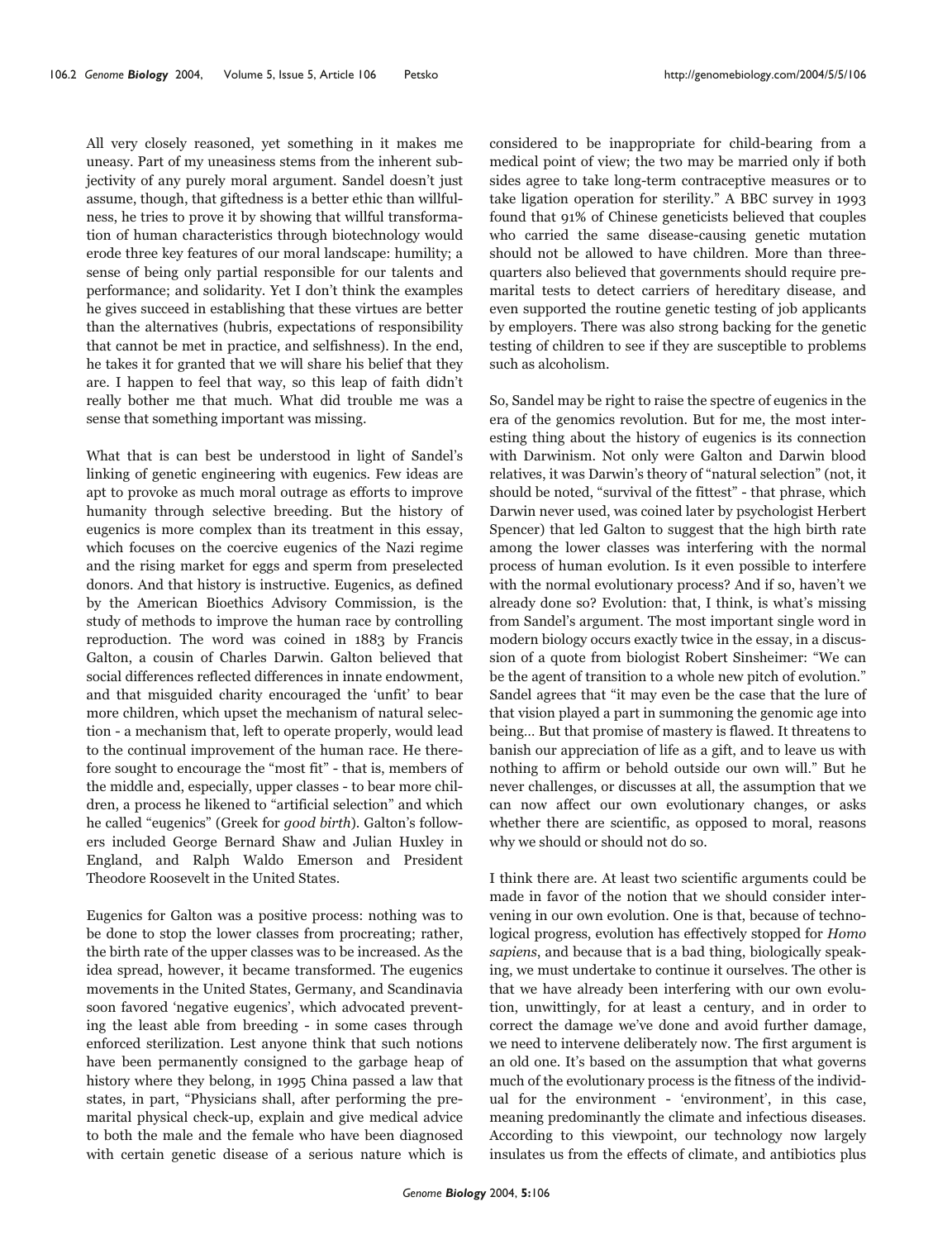All very closely reasoned, yet something in it makes me uneasy. Part of my uneasiness stems from the inherent subjectivity of any purely moral argument. Sandel doesn't just assume, though, that giftedness is a better ethic than willfulness, he tries to prove it by showing that willful transformation of human characteristics through biotechnology would erode three key features of our moral landscape: humility; a sense of being only partial responsible for our talents and performance; and solidarity. Yet I don't think the examples he gives succeed in establishing that these virtues are better than the alternatives (hubris, expectations of responsibility that cannot be met in practice, and selfishness). In the end, he takes it for granted that we will share his belief that they are. I happen to feel that way, so this leap of faith didn't really bother me that much. What did trouble me was a sense that something important was missing.

What that is can best be understood in light of Sandel's linking of genetic engineering with eugenics. Few ideas are apt to provoke as much moral outrage as efforts to improve humanity through selective breeding. But the history of eugenics is more complex than its treatment in this essay, which focuses on the coercive eugenics of the Nazi regime and the rising market for eggs and sperm from preselected donors. And that history is instructive. Eugenics, as defined by the American Bioethics Advisory Commission, is the study of methods to improve the human race by controlling reproduction. The word was coined in 1883 by Francis Galton, a cousin of Charles Darwin. Galton believed that social differences reflected differences in innate endowment, and that misguided charity encouraged the 'unfit' to bear more children, which upset the mechanism of natural selection - a mechanism that, left to operate properly, would lead to the continual improvement of the human race. He therefore sought to encourage the "most fit" - that is, members of the middle and, especially, upper classes - to bear more children, a process he likened to "artificial selection" and which he called "eugenics" (Greek for *good birth*). Galton's followers included George Bernard Shaw and Julian Huxley in England, and Ralph Waldo Emerson and President Theodore Roosevelt in the United States.

Eugenics for Galton was a positive process: nothing was to be done to stop the lower classes from procreating; rather, the birth rate of the upper classes was to be increased. As the idea spread, however, it became transformed. The eugenics movements in the United States, Germany, and Scandinavia soon favored 'negative eugenics', which advocated preventing the least able from breeding - in some cases through enforced sterilization. Lest anyone think that such notions have been permanently consigned to the garbage heap of history where they belong, in 1995 China passed a law that states, in part, "Physicians shall, after performing the premarital physical check-up, explain and give medical advice to both the male and the female who have been diagnosed with certain genetic disease of a serious nature which is considered to be inappropriate for child-bearing from a medical point of view; the two may be married only if both sides agree to take long-term contraceptive measures or to take ligation operation for sterility." A BBC survey in 1993 found that 91% of Chinese geneticists believed that couples who carried the same disease-causing genetic mutation should not be allowed to have children. More than three-quarters also believed that governments should require premarital tests to detect carriers of hereditary disease, and even supported the routine genetic testing of job applicants by employers. There was also strong backing for the genetic testing of children to see if they are susceptible to problems such as alcoholism.

So, Sandel may be right to raise the spectre of eugenics in the era of the genomics revolution. But for me, the most interesting thing about the history of eugenics is its connection with Darwinism. Not only were Galton and Darwin blood relatives, it was Darwin's theory of "natural selection" (not, it should be noted, "survival of the fittest" - that phrase, which Darwin never used, was coined later by psychologist Herbert Spencer) that led Galton to suggest that the high birth rate among the lower classes was interfering with the normal process of human evolution. Is it even possible to interfere with the normal evolutionary process? And if so, haven't we already done so? Evolution: that, I think, is what's missing from Sandel's argument. The most important single word in modern biology occurs exactly twice in the essay, in a discussion of a quote from biologist Robert Sinsheimer: "We can be the agent of transition to a whole new pitch of evolution." Sandel agrees that "it may even be the case that the lure of that vision played a part in summoning the genomic age into being... But that promise of mastery is flawed. It threatens to banish our appreciation of life as a gift, and to leave us with nothing to affirm or behold outside our own will." But he never challenges, or discusses at all, the assumption that we can now affect our own evolutionary changes, or asks whether there are scientific, as opposed to moral, reasons why we should or should not do so.

I think there are. At least two scientific arguments could be made in favor of the notion that we should consider intervening in our own evolution. One is that, because of technological progress, evolution has effectively stopped for *Homo sapiens*, and because that is a bad thing, biologically speaking, we must undertake to continue it ourselves. The other is that we have already been interfering with our own evolution, unwittingly, for at least a century, and in order to correct the damage we've done and avoid further damage, we need to intervene deliberately now. The first argument is an old one. It's based on the assumption that what governs much of the evolutionary process is the fitness of the individual for the environment - 'environment', in this case, meaning predominantly the climate and infectious diseases. According to this viewpoint, our technology now largely insulates us from the effects of climate, and antibiotics plus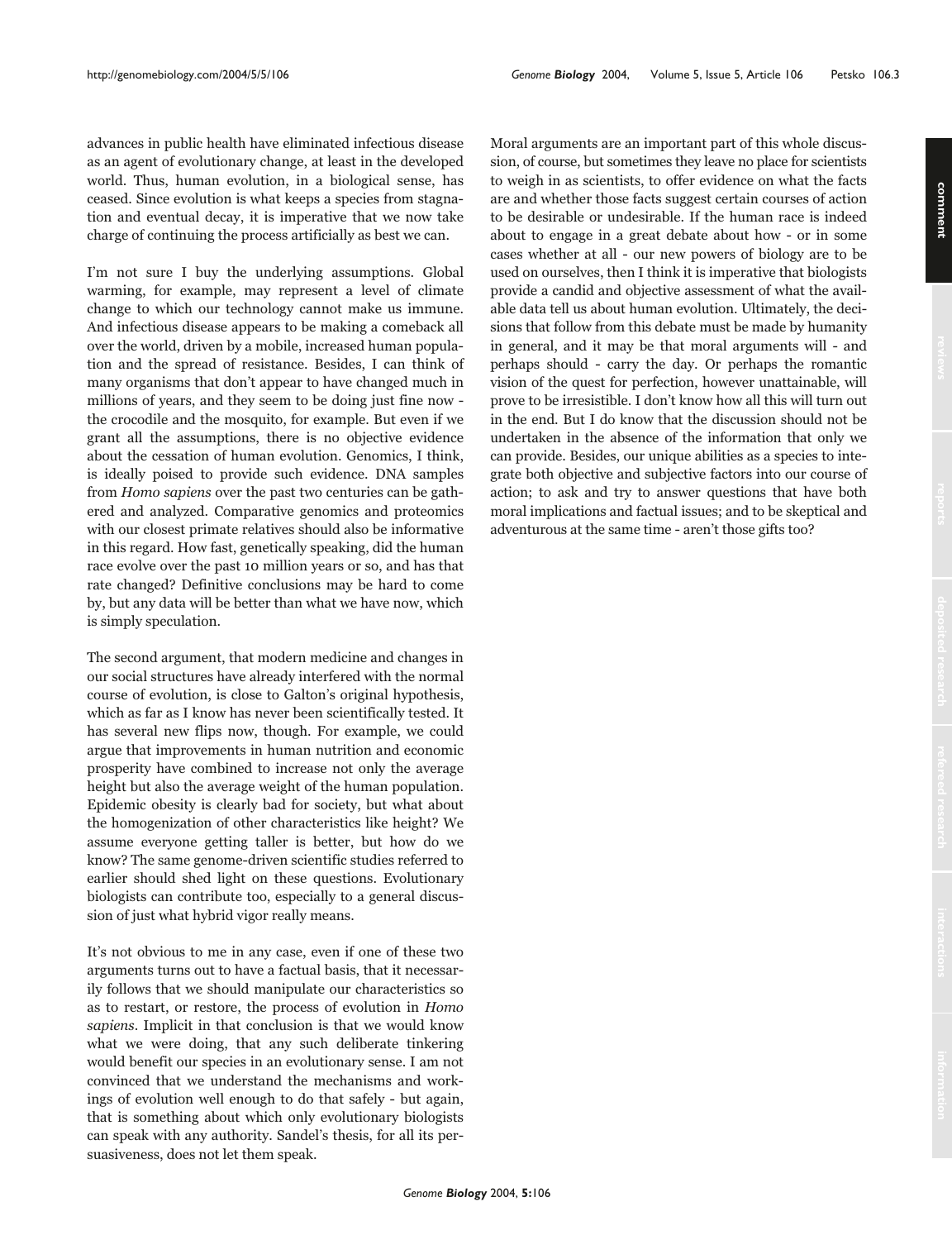advances in public health have eliminated infectious disease as an agent of evolutionary change, at least in the developed world. Thus, human evolution, in a biological sense, has ceased. Since evolution is what keeps a species from stagnation and eventual decay, it is imperative that we now take charge of continuing the process artificially as best we can.

I'm not sure I buy the underlying assumptions. Global warming, for example, may represent a level of climate change to which our technology cannot make us immune. And infectious disease appears to be making a comeback all over the world, driven by a mobile, increased human population and the spread of resistance. Besides, I can think of many organisms that don't appear to have changed much in millions of years, and they seem to be doing just fine now - the crocodile and the mosquito, for example. But even if we grant all the assumptions, there is no objective evidence about the cessation of human evolution. Genomics, I think, is ideally poised to provide such evidence. DNA samples from *Homo sapiens* over the past two centuries can be gathered and analyzed. Comparative genomics and proteomics with our closest primate relatives should also be informative in this regard. How fast, genetically speaking, did the human race evolve over the past 10 million years or so, and has that rate changed? Definitive conclusions may be hard to come by, but any data will be better than what we have now, which is simply speculation.

The second argument, that modern medicine and changes in our social structures have already interfered with the normal course of evolution, is close to Galton's original hypothesis, which as far as I know has never been scientifically tested. It has several new flips now, though. For example, we could argue that improvements in human nutrition and economic prosperity have combined to increase not only the average height but also the average weight of the human population. Epidemic obesity is clearly bad for society, but what about the homogenization of other characteristics like height? We assume everyone getting taller is better, but how do we know? The same genome-driven scientific studies referred to earlier should shed light on these questions. Evolutionary biologists can contribute too, especially to a general discussion of just what hybrid vigor really means.

It's not obvious to me in any case, even if one of these two arguments turns out to have a factual basis, that it necessarily follows that we should manipulate our characteristics so as to restart, or restore, the process of evolution in *Homo sapiens*. Implicit in that conclusion is that we would know what we were doing, that any such deliberate tinkering would benefit our species in an evolutionary sense. I am not convinced that we understand the mechanisms and workings of evolution well enough to do that safely - but again, that is something about which only evolutionary biologists can speak with any authority. Sandel's thesis, for all its persuasiveness, does not let them speak.

Moral arguments are an important part of this whole discussion, of course, but sometimes they leave no place for scientists to weigh in as scientists, to offer evidence on what the facts are and whether those facts suggest certain courses of action to be desirable or undesirable. If the human race is indeed about to engage in a great debate about how - or in some cases whether at all - our new powers of biology are to be used on ourselves, then I think it is imperative that biologists provide a candid and objective assessment of what the available data tell us about human evolution. Ultimately, the decisions that follow from this debate must be made by humanity in general, and it may be that moral arguments will - and perhaps should - carry the day. Or perhaps the romantic vision of the quest for perfection, however unattainable, will prove to be irresistible. I don't know how all this will turn out in the end. But I do know that the discussion should not be undertaken in the absence of the information that only we can provide. Besides, our unique abilities as a species to integrate both objective and subjective factors into our course of action; to ask and try to answer questions that have both moral implications and factual issues; and to be skeptical and adventurous at the same time - aren't those gifts too?